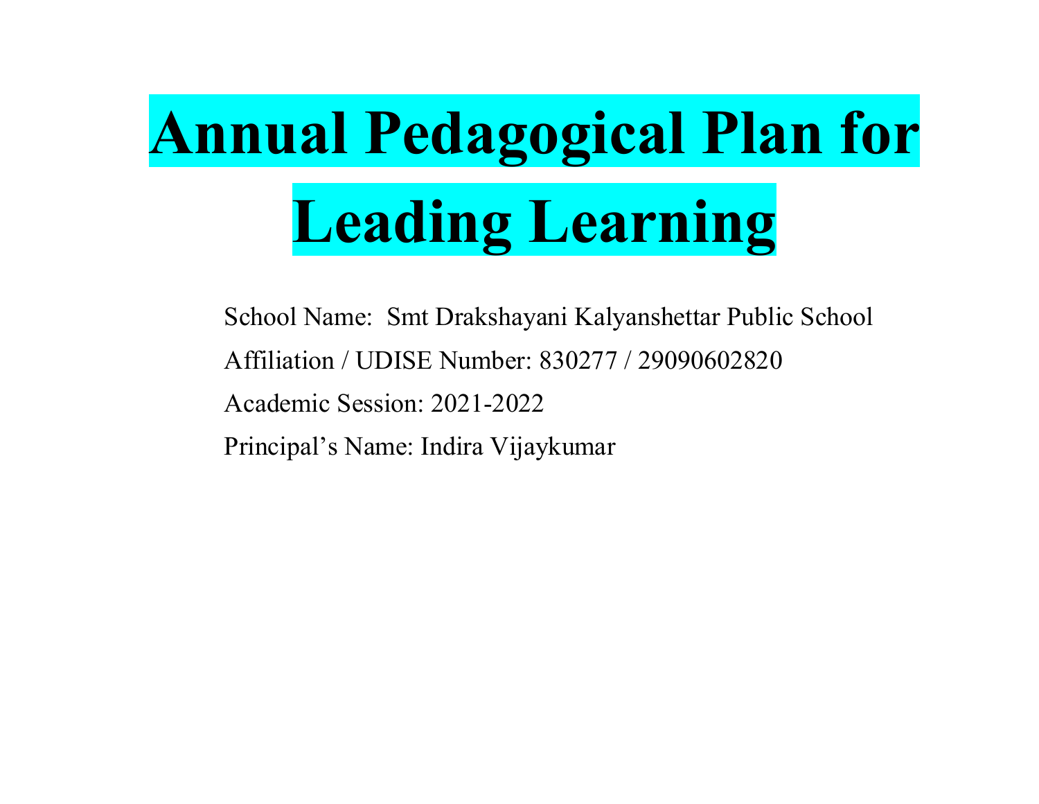# Annual Pedagogical Plan for Leading Learning

School Name: Smt Drakshayani Kalyanshettar Public School

Affiliation / UDISE Number: 830277 / 29090602820

Academic Session: 2021-2022

Principal's Name: Indira Vijaykumar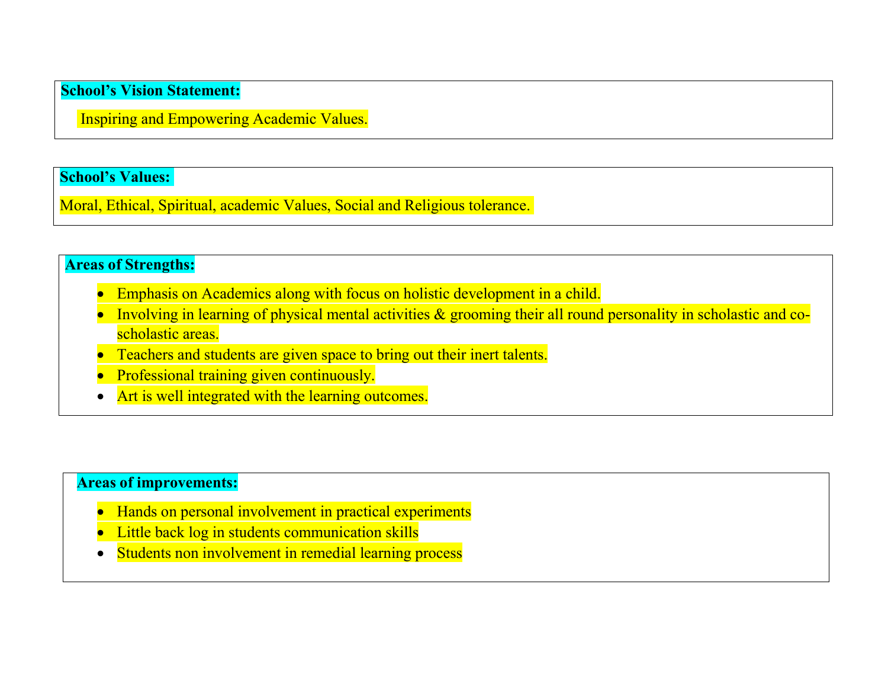**School's Vision Statement:**

Inspiring and Empowering Academic Values.

**School's Values:**

Moral, Ethical, Spiritual, academic Values, Social and Religious tolerance.

**Areas of Strengths:**

- Emphasis on Academics along with focus on holistic development in a child.
- Involving in learning of physical mental activities & grooming their all round personality in scholastic and co-scholastic areas.
- Teachers and students are given space to bring out their inert talents.
- Professional training given continuously.
- Art is well integrated with the learning outcomes.

**Areas of improvements:**

- Hands on personal involvement in practical experiments
- Little back log in students communication skills
- Students non involvement in remedial learning process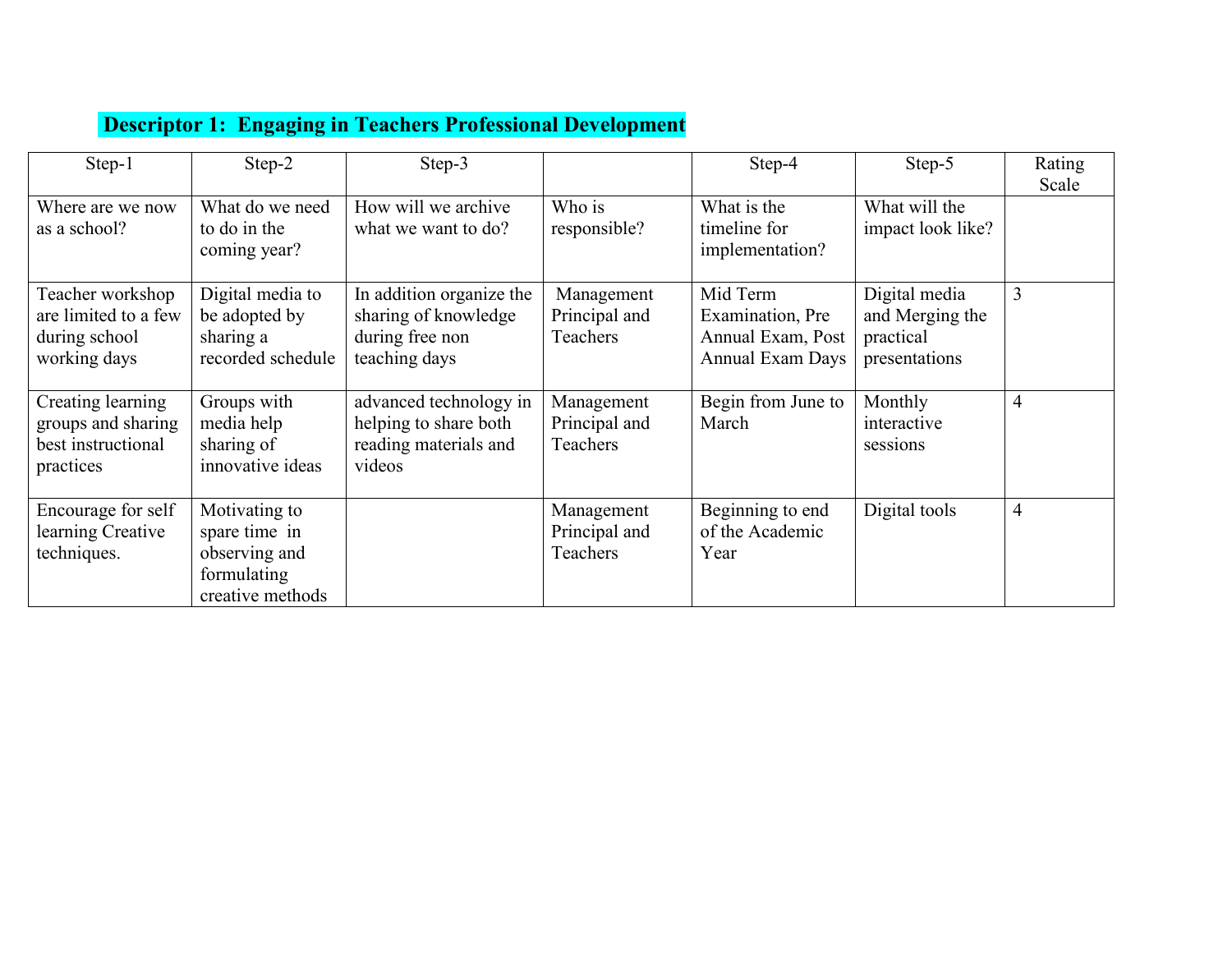**Descriptor 1: Engaging in Teachers Professional Development**

| Step-1 | Step-2 | Step-3 | | Step-4 | Step-5 | Rating Scale |
|---|---|---|---|---|---|---|
| Where are we now as a school? | What do we need to do in the coming year? | How will we archive what we want to do? | Who is responsible? | What is the timeline for implementation? | What will the impact look like? | |
| Teacher workshop are limited to a few during school working days | Digital media to be adopted by sharing a recorded schedule | In addition organize the sharing of knowledge during free non teaching days | Management Principal and Teachers | Mid Term Examination, Pre Annual Exam, Post Annual Exam Days | Digital media and Merging the practical presentations | 3 |
| Creating learning groups and sharing best instructional practices | Groups with media help sharing of innovative ideas | advanced technology in helping to share both reading materials and videos | Management Principal and Teachers | Begin from June to March | Monthly interactive sessions | 4 |
| Encourage for self learning Creative techniques. | Motivating to spare time in observing and formulating creative methods | | Management Principal and Teachers | Beginning to end of the Academic Year | Digital tools | 4 |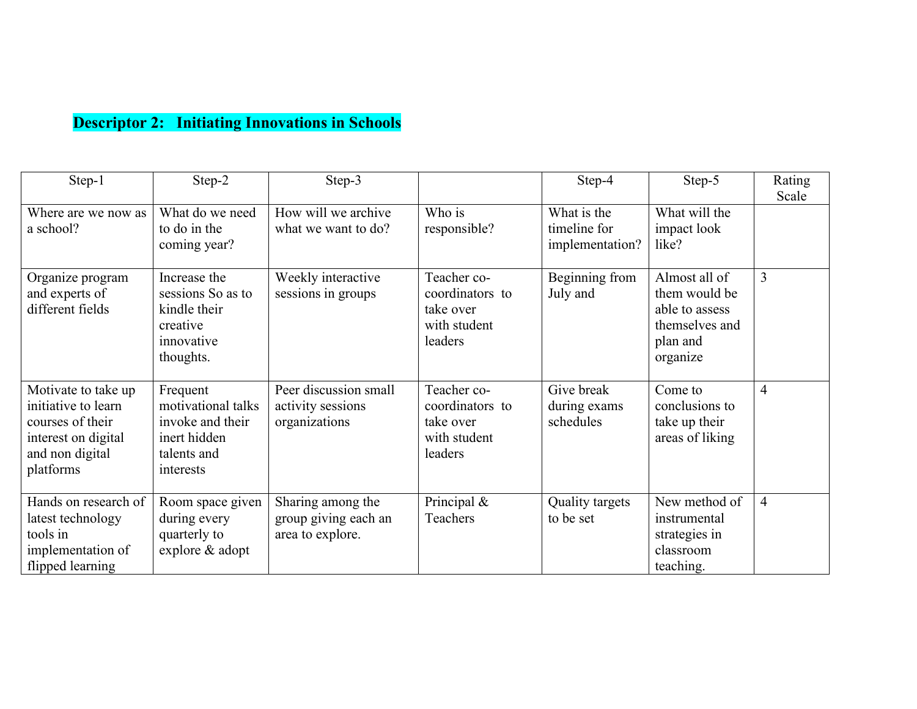**Descriptor 2: Initiating Innovations in Schools**

| Step-1 | Step-2 | Step-3 | | Step-4 | Step-5 | Rating Scale |
|---|---|---|---|---|---|---|
| Where are we now as a school? | What do we need to do in the coming year? | How will we archive what we want to do? | Who is responsible? | What is the timeline for implementation? | What will the impact look like? | |
| Organize program and experts of different fields | Increase the sessions So as to kindle their creative innovative thoughts. | Weekly interactive sessions in groups | Teacher co-coordinators to take over with student leaders | Beginning from July and | Almost all of them would be able to assess themselves and plan and organize | 3 |
| Motivate to take up initiative to learn courses of their interest on digital and non digital platforms | Frequent motivational talks invoke and their inert hidden talents and interests | Peer discussion small activity sessions organizations | Teacher co-coordinators to take over with student leaders | Give break during exams schedules | Come to conclusions to take up their areas of liking | 4 |
| Hands on research of latest technology tools in implementation of flipped learning | Room space given during every quarterly to explore & adopt | Sharing among the group giving each an area to explore. | Principal & Teachers | Quality targets to be set | New method of instrumental strategies in classroom teaching. | 4 |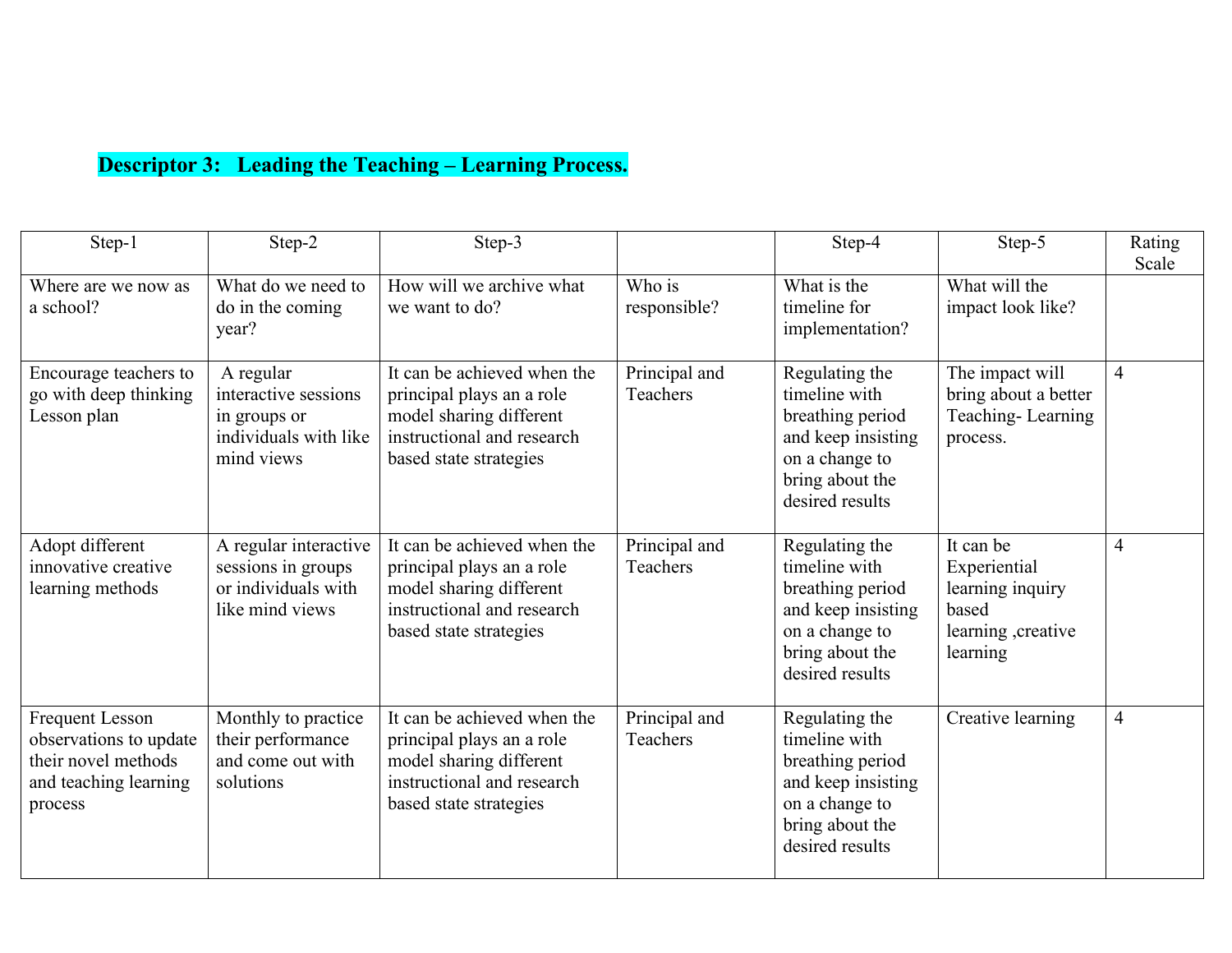**Descriptor 3: Leading the Teaching – Learning Process.**

| Step-1 | Step-2 | Step-3 | | Step-4 | Step-5 | Rating Scale |
|---|---|---|---|---|---|---|
| Where are we now as a school? | What do we need to do in the coming year? | How will we archive what we want to do? | Who is responsible? | What is the timeline for implementation? | What will the impact look like? | |
| Encourage teachers to go with deep thinking Lesson plan | A regular interactive sessions in groups or individuals with like mind views | It can be achieved when the principal plays an a role model sharing different instructional and research based state strategies | Principal and Teachers | Regulating the timeline with breathing period and keep insisting on a change to bring about the desired results | The impact will bring about a better Teaching- Learning process. | 4 |
| Adopt different innovative creative learning methods | A regular interactive sessions in groups or individuals with like mind views | It can be achieved when the principal plays an a role model sharing different instructional and research based state strategies | Principal and Teachers | Regulating the timeline with breathing period and keep insisting on a change to bring about the desired results | It can be Experiential learning inquiry based learning ,creative learning | 4 |
| Frequent Lesson observations to update their novel methods and teaching learning process | Monthly to practice their performance and come out with solutions | It can be achieved when the principal plays an a role model sharing different instructional and research based state strategies | Principal and Teachers | Regulating the timeline with breathing period and keep insisting on a change to bring about the desired results | Creative learning | 4 |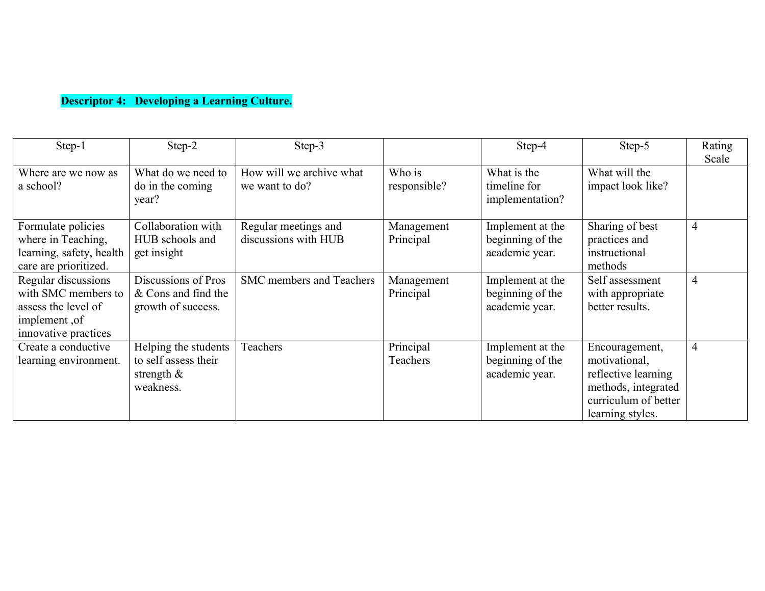**Descriptor 4: Developing a Learning Culture.**

| Step-1 | Step-2 | Step-3 | | Step-4 | Step-5 | Rating Scale |
|---|---|---|---|---|---|---|
| Where are we now as a school? | What do we need to do in the coming year? | How will we archive what we want to do? | Who is responsible? | What is the timeline for implementation? | What will the impact look like? | |
| Formulate policies where in Teaching, learning, safety, health care are prioritized. | Collaboration with HUB schools and get insight | Regular meetings and discussions with HUB | Management Principal | Implement at the beginning of the academic year. | Sharing of best practices and instructional methods | 4 |
| Regular discussions with SMC members to assess the level of implement ,of innovative practices | Discussions of Pros & Cons and find the growth of success. | SMC members and Teachers | Management Principal | Implement at the beginning of the academic year. | Self assessment with appropriate better results. | 4 |
| Create a conductive learning environment. | Helping the students to self assess their strength & weakness. | Teachers | Principal Teachers | Implement at the beginning of the academic year. | Encouragement, motivational, reflective learning methods, integrated curriculum of better learning styles. | 4 |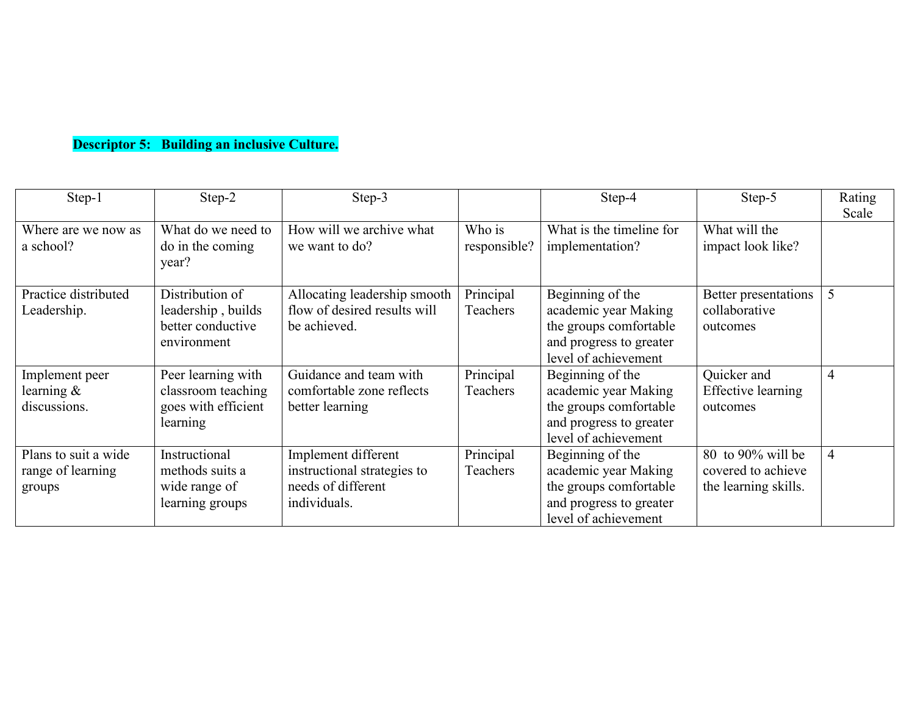**Descriptor 5: Building an inclusive Culture.**

| Step-1 | Step-2 | Step-3 | | Step-4 | Step-5 | Rating Scale |
|---|---|---|---|---|---|---|
| Where are we now as a school? | What do we need to do in the coming year? | How will we archive what we want to do? | Who is responsible? | What is the timeline for implementation? | What will the impact look like? | |
| Practice distributed Leadership. | Distribution of leadership , builds better conductive environment | Allocating leadership smooth flow of desired results will be achieved. | Principal Teachers | Beginning of the academic year Making the groups comfortable and progress to greater level of achievement | Better presentations collaborative outcomes | 5 |
| Implement peer learning & discussions. | Peer learning with classroom teaching goes with efficient learning | Guidance and team with comfortable zone reflects better learning | Principal Teachers | Beginning of the academic year Making the groups comfortable and progress to greater level of achievement | Quicker and Effective learning outcomes | 4 |
| Plans to suit a wide range of learning groups | Instructional methods suits a wide range of learning groups | Implement different instructional strategies to needs of different individuals. | Principal Teachers | Beginning of the academic year Making the groups comfortable and progress to greater level of achievement | 80 to 90% will be covered to achieve the learning skills. | 4 |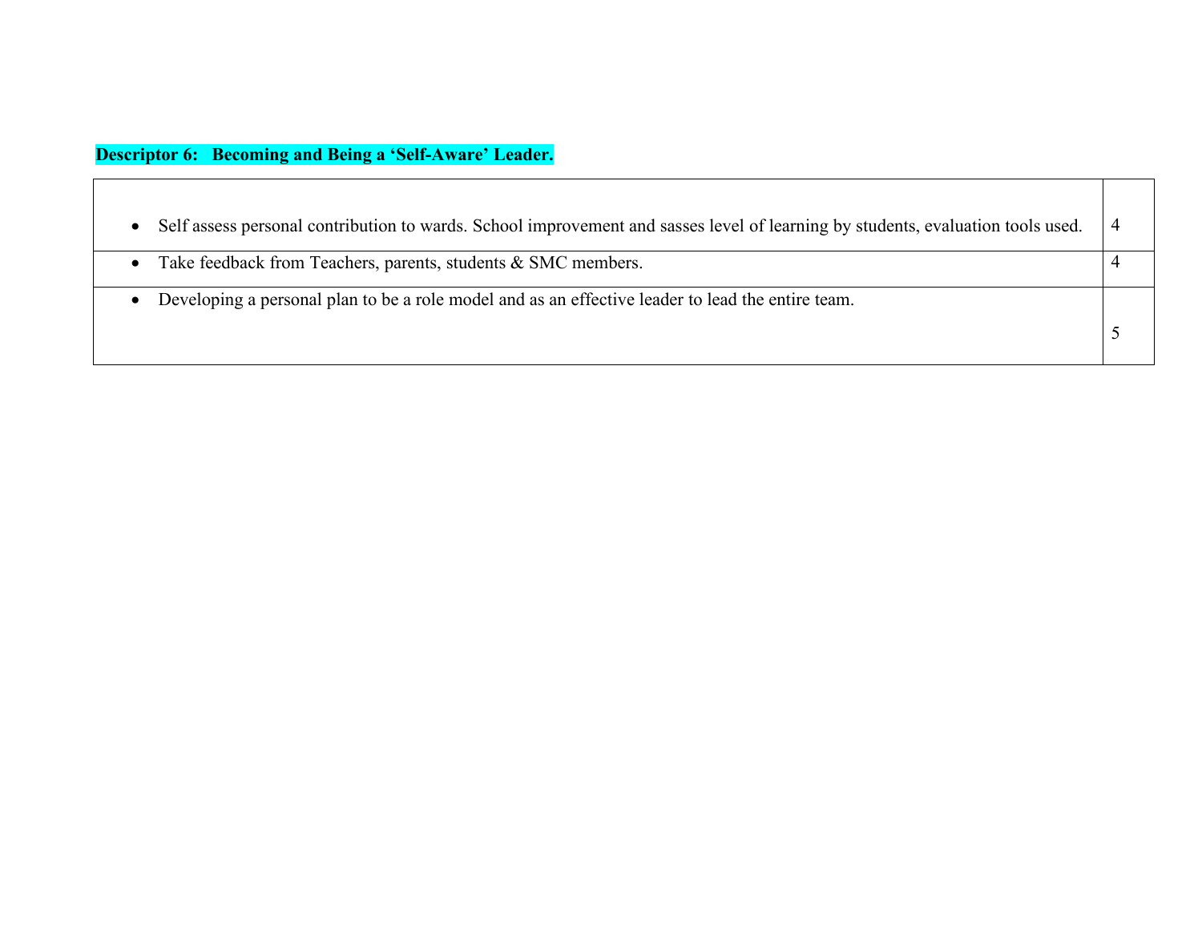**Descriptor 6: Becoming and Being a 'Self-Aware' Leader.**

| | |
|---|---|
| • Self assess personal contribution to wards. School improvement and sasses level of learning by students, evaluation tools used. | 4 |
| • Take feedback from Teachers, parents, students & SMC members. | 4 |
| • Developing a personal plan to be a role model and as an effective leader to lead the entire team. | 5 |